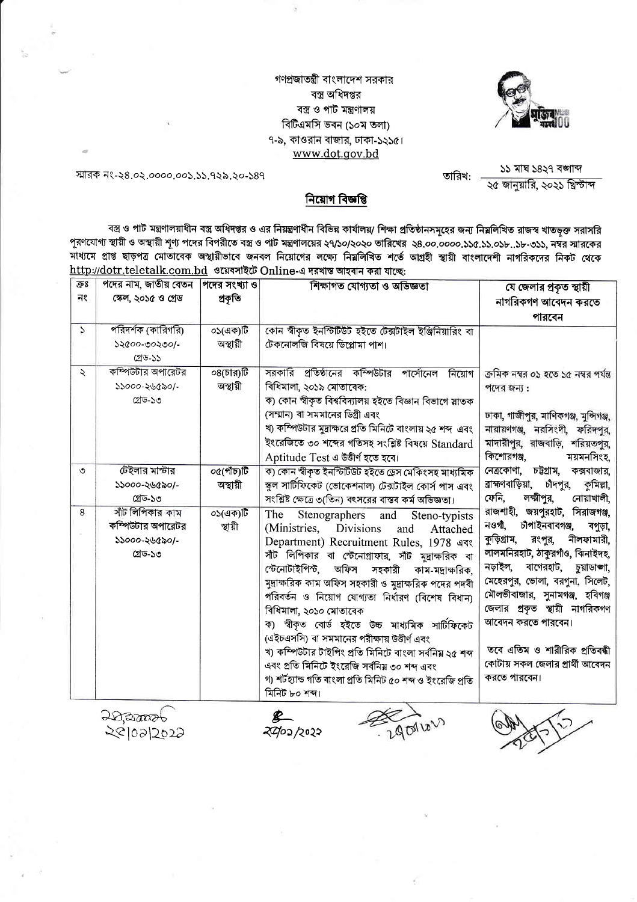গণপ্রজাতন্ত্রী বাংলাদেশ সরকার
বস্ত্র অধিদপ্তর
বস্ত্র ও পাট মন্ত্রণালয়
বিটিএমসি ভবন (১০ম তলা)
৭-৯, কাওরান বাজার, ঢাকা-১২১৫।
www.dot.gov.bd

স্মারক নং-২৪.০২.০০০০.০০১.১১.৭২৯.২০-১৪৭

তারিখ: ১১ মাঘ ১৪২৭ বঙ্গাব্দ
২৫ জানুয়ারি, ২০২১ খ্রিস্টাব্দ

## নিয়োগ বিজ্ঞপ্তি

বস্ত্র ও পাট মন্ত্রণালয়াধীন বস্ত্র অধিদপ্তর ও এর নিয়ন্ত্রণাধীন বিভিন্ন কার্যালয়/ শিক্ষা প্রতিষ্ঠানসমূহের জন্য নিম্নলিখিত রাজস্ব খাতভুক্ত সরাসরি পূরণযোগ্য স্থায়ী ও অস্থায়ী শূণ্য পদের বিপরীতে বস্ত্র ও পাট মন্ত্রণালয়ের ২৭/১০/২০২০ তারিখের ২৪.০০.০০০০.১১৫.১১.০১৮..১৮-৩১১, নম্বর স্মারকের মাধ্যমে প্রাপ্ত ছাড়পত্র মোতাবেক অস্থায়ীভাবে জনবল নিয়োগের লক্ষ্যে নিম্নলিখিত শর্তে আগ্রহী স্থায়ী বাংলাদেশী নাগরিকদের নিকট থেকে http://dotr.teletalk.com.bd ওয়েবসাইটে Online-এ দরখাস্ত আহবান করা যাচ্ছে:

| ক্রঃ নং | পদের নাম, জাতীয় বেতন স্কেল, ২০১৫ ও গ্রেড | পদের সংখ্যা ও প্রকৃতি | শিক্ষাগত যোগ্যতা ও অভিজ্ঞতা | যে জেলার প্রকৃত স্থায়ী নাগরিকগণ আবেদন করতে পারবেন |
|---|---|---|---|---|
| ১ | পরিদর্শক (কারিগরি) ১২৫০০-৩০২৩০/- গ্রেড-১১ | ০১(এক)টি অস্থায়ী | কোন স্বীকৃত ইনস্টিটিউট হইতে টেক্সটাইল ইঞ্জিনিয়ারিং বা টেকনোলজি বিষয়ে ডিপ্লোমা পাশ। | ক্রমিক নম্বর ০১ হতে ১৫ নম্বর পর্যন্ত পদের জন্য : ঢাকা, গাজীপুর, মানিকগঞ্জ, মুন্সিগঞ্জ, নারায়ণগঞ্জ, নরসিংদী, ফরিদপুর, মাদারীপুর, রাজবাড়ি, শরিয়তপুর, কিশোরগঞ্জ, ময়মনসিংহ, নেত্রকোণা, চট্টগ্রাম, কক্সবাজার, ব্রাহ্মণবাড়িয়া, চাঁদপুর, কুমিল্লা, ফেনি, লক্ষীপুর, নোয়াখালী, রাজশাহী, জয়পুরহাট, সিরাজগঞ্জ, নওগাঁ, চাঁপাইনবাবগঞ্জ, বগুড়া, কুড়িগ্রাম, রংপুর, নীলফামারী, লালমনিরহাট, ঠাকুরগাঁও, ঝিনাইদহ, নড়াইল, বাগেরহাট, চুয়াডাঙ্গা, মেহেরপুর, ভোলা, বরগুনা, সিলেট, মৌলভীবাজার, সুনামগঞ্জ, হবিগঞ্জ জেলার প্রকৃত স্থায়ী নাগরিকগণ আবেদন করতে পারবেন। তবে এতিম ও শারীরিক প্রতিবন্ধী কোটায় সকল জেলার প্রার্থী আবেদন করতে পারবেন। |
| ২ | কম্পিউটার অপারেটর ১১০০০-২৬৫৯০/- গ্রেড-১৩ | ০৪(চার)টি অস্থায়ী | সরকারি প্রতিষ্ঠানের কম্পিউটার পার্সোনেল নিয়োগ বিধিমালা, ২০১৯ মোতাবেক: ক) কোন স্বীকৃত বিশ্ববিদ্যালয় হইতে বিজ্ঞান বিভাগে স্নাতক (সম্মান) বা সমমানের ডিগ্রী এবং খ) কম্পিউটার মুদ্রাক্ষরে প্রতি মিনিটে বাংলায় ২৫ শব্দ এবং ইংরেজিতে ৩০ শব্দের গতিসহ সংশ্লিষ্ট বিষয়ে Standard Aptitude Test এ উত্তীর্ণ হতে হবে। | |
| ৩ | টেইলার মাস্টার ১১০০০-২৬৫৯০/- গ্রেড-১৩ | ০৫(পাঁচ)টি অস্থায়ী | ক) কোন স্বীকৃত ইনস্টিটিউট হইতে ড্রেস মেকিংসহ মাধ্যমিক স্কুল সার্টিফিকেট (ভোকেশনাল) টেক্সটাইল কোর্স পাস এবং সংশ্লিষ্ট ক্ষেত্রে ৩(তিন) বৎসরের বাস্তব কর্ম অভিজ্ঞতা। | |
| ৪ | সাঁট লিপিকার কাম কম্পিউটার অপারেটর ১১০০০-২৬৫৯০/- গ্রেড-১৩ | ০১(এক)টি স্থায়ী | The Stenographers and Steno-typists (Ministries, Divisions and Attached Department) Recruitment Rules, 1978 এবং সাঁট লিপিকার বা স্টেনোগ্রাফার, সাঁট মুদ্রাক্ষরিক বা স্টেনোটাইপিস্ট, অফিস সহকারী কাম-মুদ্রাক্ষরিক, মুদ্রাক্ষরিক কাম অফিস সহকারী ও মুদ্রাক্ষরিক পদের পদবী পরিবর্তন ও নিয়োগ যোগ্যতা নির্ধারণ (বিশেষ বিধান) বিধিমালা, ২০১০ মোতাবেক ক) স্বীকৃত বোর্ড হইতে উচ্চ মাধ্যমিক সার্টিফিকেট (এইচএসসি) বা সমমানের পরীক্ষায় উত্তীর্ণ এবং খ) কম্পিউটার টাইপিং প্রতি মিনিটে বাংলা সর্বনিম্ন ২৫ শব্দ এবং প্রতি মিনিটে ইংরেজি সর্বনিম্ন ৩০ শব্দ এবং গ) শর্টহ্যান্ড গতি বাংলা প্রতি মিনিট ৫০ শব্দ ও ইংরেজি প্রতি মিনিট ৮০ শব্দ। | |

২৫/০১/২০২১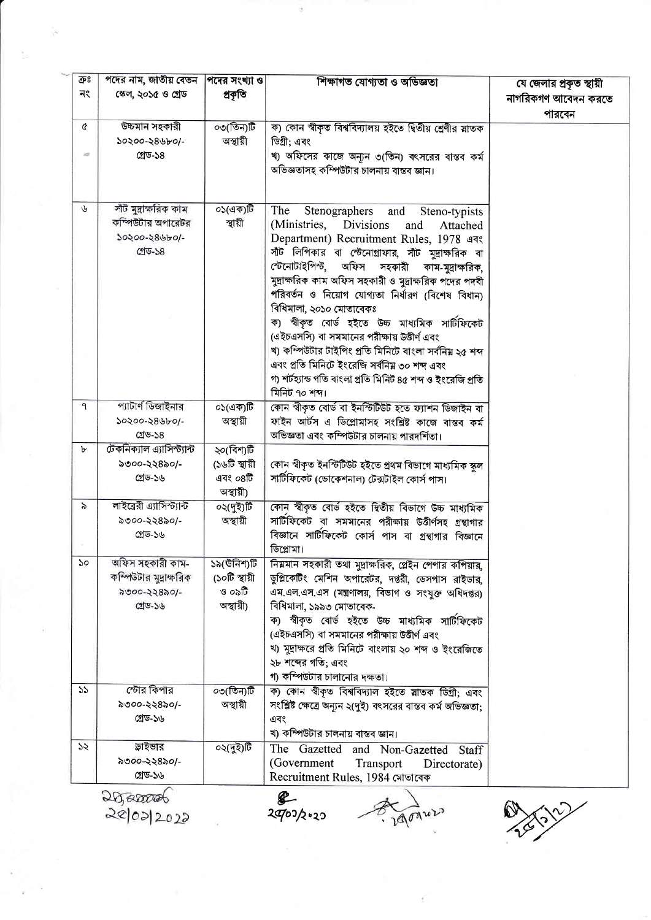| ক্রঃ নং | পদের নাম, জাতীয় বেতন স্কেল, ২০১৫ ও গ্রেড | পদের সংখ্যা ও প্রকৃতি | শিক্ষাগত যোগ্যতা ও অভিজ্ঞতা | যে জেলার প্রকৃত স্থায়ী নাগরিকগণ আবেদন করতে পারবেন |
|---|---|---|---|---|
| ৫ | উচ্চমান সহকারী ১০২০০-২৪৬৮০/- গ্রেড-১৪ | ০৩(তিন)টি অস্থায়ী | ক) কোন স্বীকৃত বিশ্ববিদ্যালয় হইতে দ্বিতীয় শ্রেণীর স্নাতক ডিগ্রী; এবং খ) অফিসের কাজে অন্যন ৩(তিন) বৎসরের বাস্তব কর্ম অভিজ্ঞতাসহ কম্পিউটার চালনায় বাস্তব জ্ঞান। | |
| ৬ | সাঁট মুদ্রাক্ষরিক কাম কম্পিউটার অপারেটর ১০২০০-২৪৬৮০/- গ্রেড-১৪ | ০১(এক)টি স্থায়ী | The Stenographers and Steno-typists (Ministries, Divisions and Attached Department) Recruitment Rules, 1978 এবং সাঁট লিপিকার বা স্টেনোগ্রাফার, সাঁট মুদ্রাক্ষরিক বা স্টেনোটাইপিস্ট, অফিস সহকারী কাম-মুদ্রাক্ষরিক, মুদ্রাক্ষরিক কাম অফিস সহকারী ও মুদ্রাক্ষরিক পদের পদবী পরিবর্তন ও নিয়োগ যোগ্যতা নির্ধারণ (বিশেষ বিধান) বিধিমালা, ২০১০ মোতাবেকঃ ক) স্বীকৃত বোর্ড হইতে উচ্চ মাধ্যমিক সার্টিফিকেট (এইচএসসি) বা সমমানের পরীক্ষায় উত্তীর্ণ এবং খ) কম্পিউটার টাইপিং গতি প্রতি মিনিটে বাংলা সর্বনিম্ন ২৫ শব্দ এবং প্রতি মিনিটে ইংরেজি সর্বনিম্ন ৩০ শব্দ এবং গ) শর্টহ্যান্ড গতি বাংলা প্রতি মিনিট ৪৫ শব্দ ও ইংরেজি প্রতি মিনিট ৭০ শব্দ। | |
| ৭ | প্যাটার্ণ ডিজাইনার ১০২০০-২৪৬৮০/- গ্রেড-১৪ | ০১(এক)টি অস্থায়ী | কোন স্বীকৃত বোর্ড বা ইনস্টিটিউট হতে ফ্যাশন ডিজাইন বা ফাইন আর্টস এ ডিপ্লোমাসহ সংশ্লিষ্ট কাজে বাস্তব কর্ম অভিজ্ঞতা এবং কম্পিউটার চালনায় পারদর্শিতা। | |
| ৮ | টেকনিক্যাল এ্যাসিস্ট্যান্ট ৯৩০০-২২৪৯০/- গ্রেড-১৬ | ২০(বিশ)টি (১৬টি স্থায়ী এবং ০৪টি অস্থায়ী) | কোন স্বীকৃত ইনস্টিটিউট হইতে প্রথম বিভাগে মাধ্যমিক স্কুল সার্টিফিকেট (ভোকেশনাল) টেক্সটাইল কোর্স পাস। | |
| ৯ | লাইব্রেরী এ্যাসিস্ট্যান্ট ৯৩০০-২২৪৯০/- গ্রেড-১৬ | ০২(দুই)টি অস্থায়ী | কোন স্বীকৃত বোর্ড হইতে দ্বিতীয় বিভাগে উচ্চ মাধ্যমিক সার্টিফিকেট বা সমমানের পরীক্ষায় উত্তীর্ণসহ গ্রন্থাগার বিজ্ঞানে সার্টিফিকেট কোর্স পাস বা গ্রন্থাগার বিজ্ঞানে ডিপ্লোমা। | |
| ১০ | অফিস সহকারী কাম-কম্পিউটার মুদ্রাক্ষরিক ৯৩০০-২২৪৯০/- গ্রেড-১৬ | ১৯(উনিশ)টি (১০টি স্থায়ী ও ০৯টি অস্থায়ী) | নিম্নমান সহকারী তথা মুদ্রাক্ষরিক, প্লেইন পেপার কপিয়ার, ডুপ্লিকেটিং মেশিন অপারেটর, দপ্তরী, ডেসপাস রাইডার, এম.এল.এস.এস (মন্ত্রণালয়, বিভাগ ও সংযুক্ত অধিদপ্তর) বিধিমালা, ১৯৯৩ মোতাবেক- ক) স্বীকৃত বোর্ড হইতে উচ্চ মাধ্যমিক সার্টিফিকেট (এইচএসসি) বা সমমানের পরীক্ষায় উত্তীর্ণ এবং খ) মুদ্রাক্ষরে প্রতি মিনিটে বাংলায় ২০ শব্দ ও ইংরেজিতে ২৮ শব্দের গতি; এবং গ) কম্পিউটার চালানোর দক্ষতা। | |
| ১১ | স্টোর কিপার ৯৩০০-২২৪৯০/- গ্রেড-১৬ | ০৩(তিন)টি অস্থায়ী | ক) কোন স্বীকৃত বিশ্ববিদ্যাল হইতে স্নাতক ডিগ্রী; এবং সংশ্লিষ্ট ক্ষেত্রে অন্যন ২(দুই) বৎসরের বাস্তব কর্ম অভিজ্ঞতা; এবং খ) কম্পিউটার চালনায় বাস্তব জ্ঞান। | |
| ১২ | ড্রাইভার ৯৩০০-২২৪৯০/- গ্রেড-১৬ | ০২(দুই)টি | The Gazetted and Non-Gazetted Staff (Government Transport Directorate) Recruitment Rules, 1984 মোতাবেক | |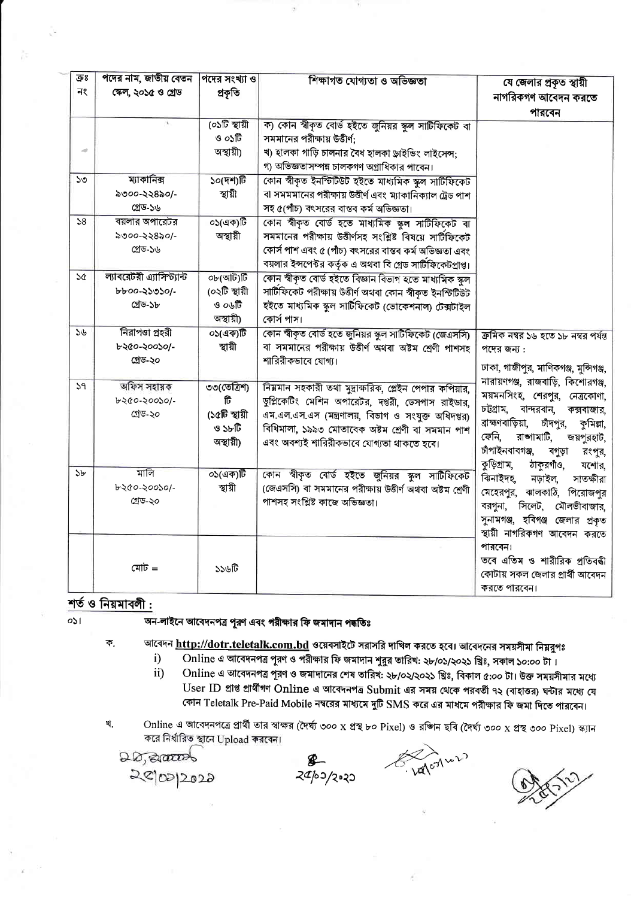| ক্রঃ নং | পদের নাম, জাতীয় বেতন স্কেল, ২০১৫ ও গ্রেড | পদের সংখ্যা ও প্রকৃতি | শিক্ষাগত যোগ্যতা ও অভিজ্ঞতা | যে জেলার প্রকৃত স্থায়ী নাগরিকগণ আবেদন করতে পারবেন |
|---|---|---|---|---|
| | | (০১টি স্থায়ী ও ০১টি অস্থায়ী) | ক) কোন স্বীকৃত বোর্ড হইতে জুনিয়র স্কুল সার্টিফিকেট বা সমমানের পরীক্ষায় উত্তীর্ণ; খ) হালকা গাড়ি চালনার বৈধ হালকা ড্রাইভিং লাইসেন্স; গ) অভিজ্ঞতাসম্পন্ন চালকগণ অগ্রাধিকার পাবেন। | |
| ১৩ | ম্যাকানিক্স ৯৩০০-২২৪৯০/- গ্রেড-১৬ | ১০(দশ)টি স্থায়ী | কোন স্বীকৃত ইনস্টিটিউট হইতে মাধ্যমিক স্কুল সার্টিফিকেট বা সমমানের পরীক্ষায় উত্তীর্ণ এবং ম্যাকানিক্যাল ট্রেড পাশ সহ ৫(পাঁচ) বৎসরের বাস্তব কর্ম অভিজ্ঞতা। | |
| ১৪ | বয়লার অপারেটর ৯৩০০-২২৪৯০/- গ্রেড-১৬ | ০১(এক)টি অস্থায়ী | কোন স্বীকৃত বোর্ড হতে মাধ্যমিক স্কুল সার্টিফিকেট বা সমমানের পরীক্ষায় উত্তীর্ণসহ সংশ্লিষ্ট বিষয়ে সার্টিফিকেট কোর্স পাশ এবং ৫ (পাঁচ) বৎসরের বাস্তব কর্ম অভিজ্ঞতা এবং বয়লার ইন্সপেক্টর কর্তৃক এ অথবা বি গ্রেড সার্টিফিকেটপ্রাপ্ত। | |
| ১৫ | ল্যাবরেটরী এ্যাসিস্ট্যান্ট ৮৮০০-২১৩১০/- গ্রেড-১৮ | ০৮(আট)টি (০২টি স্থায়ী ও ০৬টি অস্থায়ী) | কোন স্বীকৃত বোর্ড হইতে বিজ্ঞান বিভাগ হতে মাধ্যমিক স্কুল সার্টিফিকেট পরীক্ষায় উত্তীর্ণ অথবা কোন স্বীকৃত ইনস্টিটিউট হইতে মাধ্যমিক স্কুল সার্টিফিকেট (ভোকেশনাল) টেক্সটাইল কোর্স পাস। | |
| ১৬ | নিরাপত্তা প্রহরী ৮২৫০-২০০১০/- গ্রেড-২০ | ০১(এক)টি স্থায়ী | কোন স্বীকৃত বোর্ড হতে জুনিয়র স্কুল সার্টিফিকেট (জেএসসি) বা সমমানের পরীক্ষায় উত্তীর্ণ অথবা অষ্টম শ্রেণী পাশসহ শারিরীকভাবে যোগ্য। | ক্রমিক নম্বর ১৬ হতে ১৮ নম্বর পর্যন্ত পদের জন্য : ঢাকা, গাজীপুর, মানিকগঞ্জ, মুন্সিগঞ্জ, নারায়ণগঞ্জ, রাজবাড়ি, কিশোরগঞ্জ, ময়মনসিংহ, শেরপুর, নেত্রকোণা, চট্টগ্রাম, বান্দরবান, কক্সবাজার, ব্রাহ্মণবাড়িয়া, চাঁদপুর, কুমিল্লা, ফেনি, রাঙ্গামাটি, জয়পুরহাট, চাঁপাইনবাবগঞ্জ, বগুড়া রংপুর, কুড়িগ্রাম, ঠাকুরগাঁও, যশোর, ঝিনাইদহ, নড়াইল, সাতক্ষীরা মেহেরপুর, ঝালকাঠি, পিরোজপুর বরগুনা, সিলেট, মৌলভীবাজার, সুনামগঞ্জ, হবিগঞ্জ জেলার প্রকৃত স্থায়ী নাগরিকগণ আবেদন করতে পারবেন। তবে এতিম ও শারীরিক প্রতিবন্ধী কোটায় সকল জেলার প্রার্থী আবেদন করতে পারবেন। |
| ১৭ | অফিস সহায়ক ৮২৫০-২০০১০/- গ্রেড-২০ | ৩৩(তেত্রিশ)টি (১৫টি স্থায়ী ও ১৮টি অস্থায়ী) | নিম্নমান সহকারী তথা মুদ্রাক্ষরিক, প্লেইন পেপার কপিয়ার, ডুপ্লিকেটিং মেশিন অপারেটর, দপ্তরী, ডেসপাস রাইডার, এম.এল.এস.এস (মন্ত্রণালয়, বিভাগ ও সংযুক্ত অধিদপ্তর) বিধিমালা, ১৯৯৩ মোতাবেক অষ্টম শ্রেণী বা সমমান পাশ এবং অবশ্যই শারিরীকভাবে যোগ্যতা থাকতে হবে। | |
| ১৮ | মালি ৮২৫০-২০০১০/- গ্রেড-২০ | ০১(এক)টি স্থায়ী | কোন স্বীকৃত বোর্ড হইতে জুনিয়র স্কুল সার্টিফিকেট (জেএসসি) বা সমমানের পরীক্ষায় উত্তীর্ণ অথবা অষ্টম শ্রেণী পাশসহ সংশ্লিষ্ট কাজে অভিজ্ঞতা। | |
| | মোট = | ১১৬টি | | |

## শর্ত ও নিয়মাবলী :

০১। **অন-লাইনে আবেদনপত্র পূরণ এবং পরীক্ষার ফি জমাদান পদ্ধতিঃ**

ক. আবেদন **http://dotr.teletalk.com.bd** ওয়েবসাইটে সরাসরি দাখিল করতে হবে। আবেদনের সময়সীমা নিম্নরূপঃ

i) Online এ আবেদনপত্র পূরণ ও পরীক্ষার ফি জমাদান শুরুর তারিখ: ২৮/০১/২০২১ খ্রিঃ, সকাল ১০:০০ টা।

ii) Online এ আবেদনপত্র পূরণ ও জমাদানের শেষ তারিখ: ২৮/০২/২০২১ খ্রিঃ, বিকাল ৫:০০ টা। উক্ত সময়সীমার মধ্যে User ID প্রাপ্ত প্রার্থীগণ Online এ আবেদনপত্র Submit এর সময় থেকে পরবর্তী ৭২ (বাহাত্তর) ঘন্টার মধ্যে যে কোন Teletalk Pre-Paid Mobile নম্বরের মাধ্যমে দুটি SMS করে এর মাধমে পরীক্ষার ফি জমা দিতে পারবেন।

খ. Online এ আবেদনপত্রে প্রার্থী তার স্বাক্ষর (দৈর্ঘ্য ৩০০ x প্রস্থ ৮০ Pixel) ও রঙিন ছবি (দৈর্ঘ্য ৩০০ x প্রস্থ ৩০০ Pixel) স্ক্যান করে নির্ধারিত স্থানে Upload করবেন।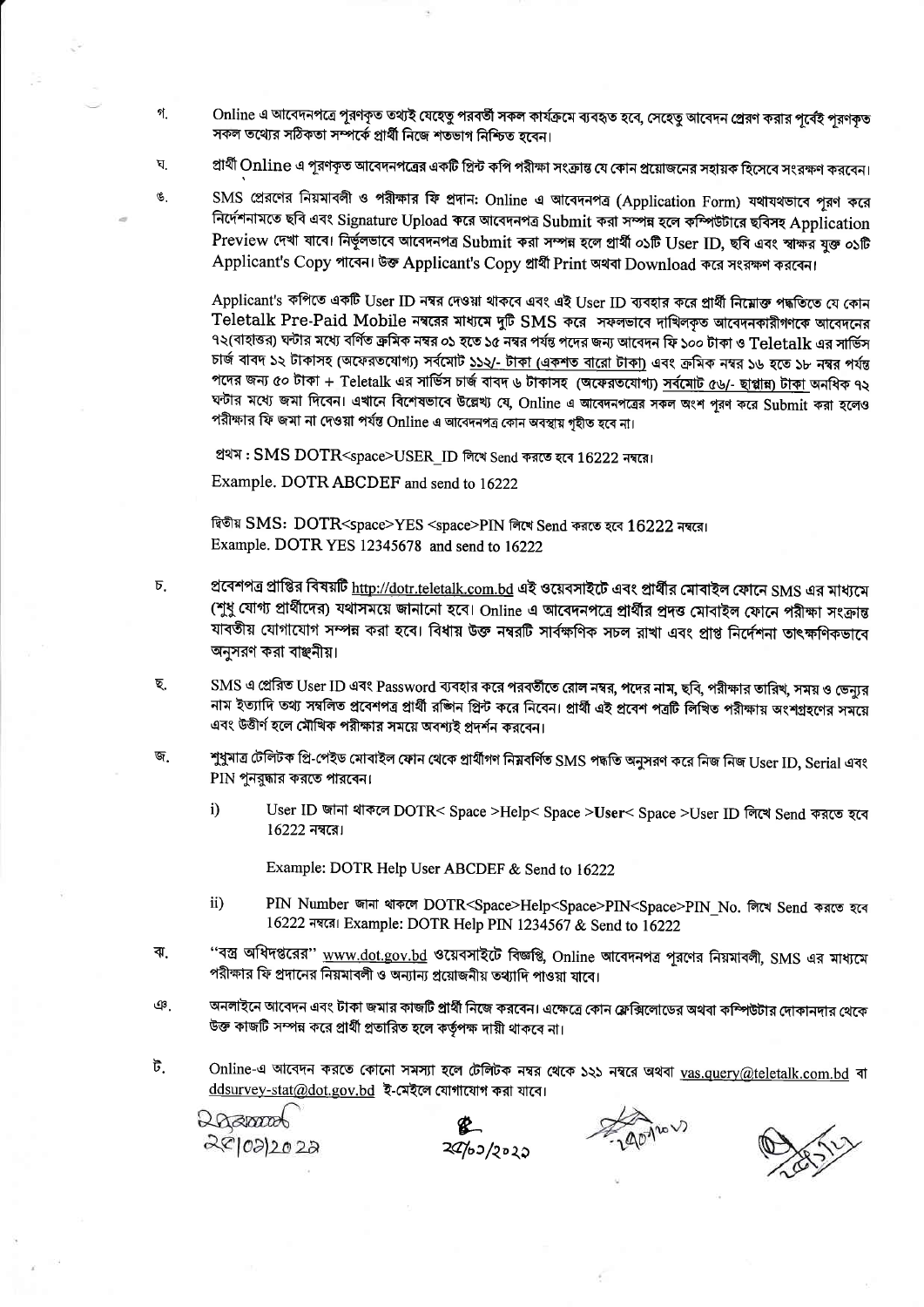গ. Online এ আবেদনপত্রে পূরণকৃত তথ্যই যেহেতু পরবর্তী সকল কার্যক্রমে ব্যবহৃত হবে, সেহেতু আবেদন প্রেরণ করার পূর্বেই পূরণকৃত সকল তথ্যের সঠিকতা সম্পর্কে প্রার্থী নিজে শতভাগ নিশ্চিত হবেন।

ঘ. প্রার্থী Online এ পূরণকৃত আবেদনপত্রের একটি প্রিন্ট কপি পরীক্ষা সংক্রান্ত যে কোন প্রয়োজনের সহায়ক হিসেবে সংরক্ষণ করবেন।

ঙ. SMS প্রেরণের নিয়মাবলী ও পরীক্ষার ফি প্রদান: Online এ আবেদনপত্র (Application Form) যথাযথভাবে পূরণ করে নির্দেশনামতে ছবি এবং Signature Upload করে আবেদনপত্র Submit করা সম্পন্ন হলে কম্পিউটারে ছবিসহ Application Preview দেখা যাবে। নির্ভুলভাবে আবেদনপত্র Submit করা সম্পন্ন হলে প্রার্থী ০১টি User ID, ছবি এবং স্বাক্ষর যুক্ত ০১টি Applicant's Copy পাবেন। উক্ত Applicant's Copy প্রার্থী Print অথবা Download করে সংরক্ষণ করবেন।

Applicant's কপিতে একটি User ID নম্বর দেওয়া থাকবে এবং এই User ID ব্যবহার করে প্রার্থী নিম্নোক্ত পদ্ধতিতে যে কোন Teletalk Pre-Paid Mobile নম্বরের মাধ্যমে দুটি SMS করে সফলভাবে দাখিলকৃত আবেদনকারীগণকে আবেদনের ৭২(বাহাত্তর) ঘন্টার মধ্যে বর্ণিত ক্রমিক নম্বর ০১ হতে ১৫ নম্বর পর্যন্ত পদের জন্য আবেদন ফি ১০০ টাকা ও Teletalk এর সার্ভিস চার্জ বাবদ ১২ টাকাসহ (অফেরতযোগ্য) সর্বমোট ১১২/- টাকা (একশত বারো টাকা) এবং ক্রমিক নম্বর ১৬ হতে ১৮ নম্বর পর্যন্ত পদের জন্য ৫০ টাকা + Teletalk এর সার্ভিস চার্জ বাবদ ৬ টাকাসহ (অফেরতযোগ্য) সর্বমোট ৫৬/- ছাপ্পান্ন) টাকা অনধিক ৭২ ঘন্টার মধ্যে জমা দিবেন। এখানে বিশেষভাবে উল্লেখ্য যে, Online এ আবেদনপত্রের সকল অংশ পূরণ করে Submit করা হলেও পরীক্ষার ফি জমা না দেওয়া পর্যন্ত Online এ আবেদনপত্র কোন অবস্থায় গৃহীত হবে না।

প্রথম : SMS DOTR<space>USER_ID লিখে Send করতে হবে 16222 নম্বরে।

Example. DOTR ABCDEF and send to 16222

দ্বিতীয় SMS: DOTR<space>YES <space>PIN লিখে Send করতে হবে 16222 নম্বরে।

Example. DOTR YES 12345678 and send to 16222

চ. প্রবেশপত্র প্রাপ্তির বিষয়টি http://dotr.teletalk.com.bd এই ওয়েবসাইটে এবং প্রার্থীর মোবাইল ফোনে SMS এর মাধ্যমে (শুধু যোগ্য প্রার্থীদের) যথাসময়ে জানানো হবে। Online এ আবেদনপত্রে প্রার্থীর প্রদত্ত মোবাইল ফোনে পরীক্ষা সংক্রান্ত যাবতীয় যোগাযোগ সম্পন্ন করা হবে। বিধায় উক্ত নম্বরটি সার্বক্ষণিক সচল রাখা এবং প্রাপ্ত নির্দেশনা তাৎক্ষণিকভাবে অনুসরণ করা বাঞ্ছনীয়।

ছ. SMS এ প্রেরিত User ID এবং Password ব্যবহার করে পরবর্তীতে রোল নম্বর, পদের নাম, ছবি, পরীক্ষার তারিখ, সময় ও ভেন্যুর নাম ইত্যাদি তথ্য সম্বলিত প্রবেশপত্র প্রার্থী রঙিন প্রিন্ট করে নিবেন। প্রার্থী এই প্রবেশ পত্রটি লিখিত পরীক্ষায় অংশগ্রহণের সময়ে এবং উত্তীর্ণ হলে মৌখিক পরীক্ষার সময়ে অবশ্যই প্রদর্শন করবেন।

জ. শুধুমাত্র টেলিটক প্রি-পেইড মোবাইল ফোন থেকে প্রার্থীগণ নিম্নবর্ণিত SMS পদ্ধতি অনুসরণ করে নিজ নিজ User ID, Serial এবং PIN পুনরুদ্ধার করতে পারবেন।

i) User ID জানা থাকলে DOTR< Space >Help< Space >**User**< Space >User ID লিখে Send করতে হবে 16222 নম্বরে।

Example: DOTR Help User ABCDEF & Send to 16222

ii) PIN Number জানা থাকলে DOTR<Space>Help<Space>PIN<Space>PIN_No. লিখে Send করতে হবে 16222 নম্বরে। Example: DOTR Help PIN 1234567 & Send to 16222

ঝ. "বস্ত্র অধিদপ্তরের" www.dot.gov.bd ওয়েবসাইটে বিজ্ঞপ্তি, Online আবেদনপত্র পূরণের নিয়মাবলী, SMS এর মাধ্যমে পরীক্ষার ফি প্রদানের নিয়মাবলী ও অন্যান্য প্রয়োজনীয় তথ্যাদি পাওয়া যাবে।

ঞ. অনলাইনে আবেদন এবং টাকা জমার কাজটি প্রার্থী নিজে করবেন। এক্ষেত্রে কোন ফ্লেক্সিলোডের অথবা কম্পিউটার দোকানদার থেকে উক্ত কাজটি সম্পন্ন করে প্রার্থী প্রতারিত হলে কর্তৃপক্ষ দায়ী থাকবে না।

ট. Online-এ আবেদন করতে কোনো সমস্যা হলে টেলিটক নম্বর থেকে ১২১ নম্বরে অথবা vas.query@teletalk.com.bd বা ddsurvey-stat@dot.gov.bd ই-মেইলে যোগাযোগ করা যাবে।

২৫/০১/২০২২ &nbsp;&nbsp;&nbsp; ২৫/০১/২০২২ &nbsp;&nbsp;&nbsp; ২৫/০১/২২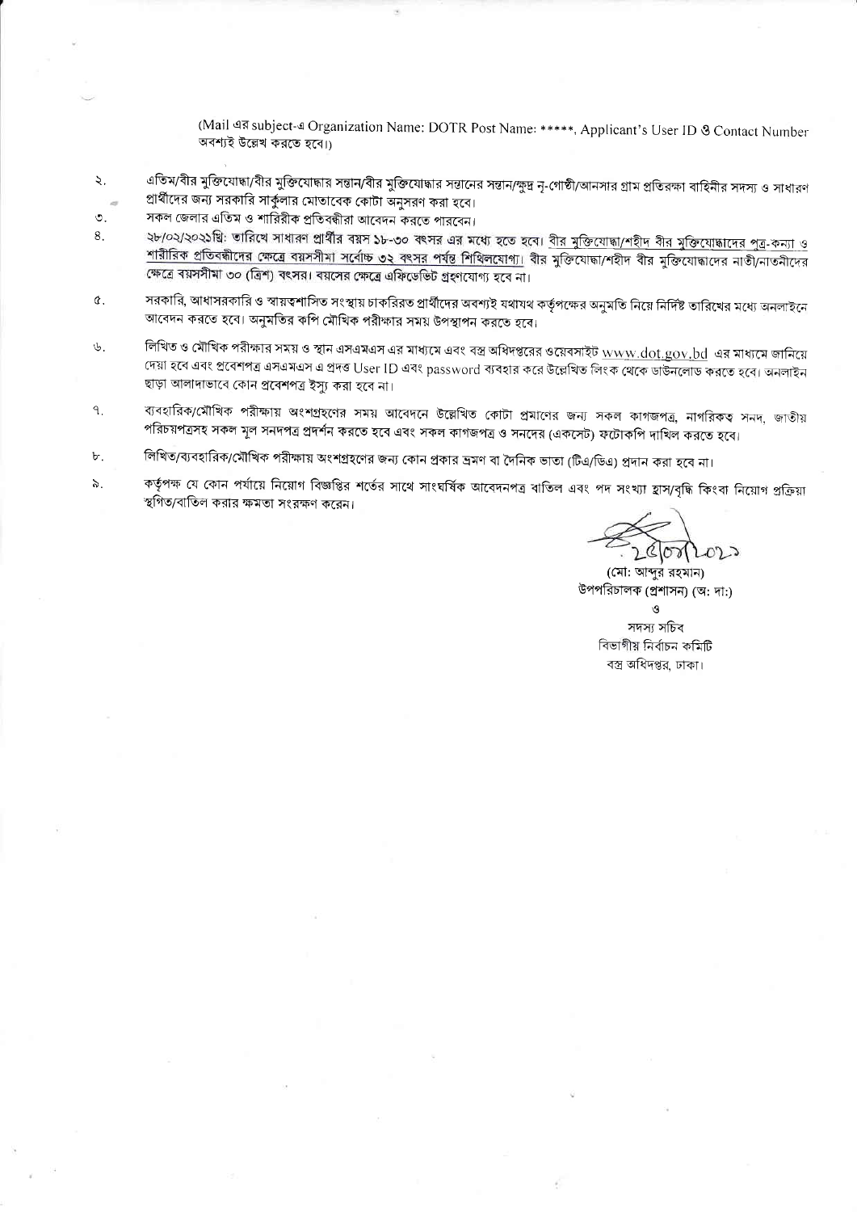(Mail এর subject-এ Organization Name: DOTR Post Name: *****, Applicant's User ID ও Contact Number অবশ্যই উল্লেখ করতে হবে।)

২. এতিম/বীর মুক্তিযোদ্ধা/বীর মুক্তিযোদ্ধার সন্তান/বীর মুক্তিযোদ্ধার সন্তানের সন্তান/ক্ষুদ্র নৃ-গোষ্ঠী/আনসার গ্রাম প্রতিরক্ষা বাহিনীর সদস্য ও সাধারণ প্রার্থীদের জন্য সরকারি সার্কুলার মোতাবেক কোটা অনুসরণ করা হবে।

৩. সকল জেলার এতিম ও শারিরীক প্রতিবন্ধীরা আবেদন করতে পারবেন।

৪. ২৮/০২/২০২১খ্রি: তারিখে সাধারণ প্রার্থীর বয়স ১৮-৩০ বৎসর এর মধ্যে হতে হবে। বীর মুক্তিযোদ্ধা/শহীদ বীর মুক্তিযোদ্ধাদের পুত্র-কন্যা ও শারীরিক প্রতিবন্ধীদের ক্ষেত্রে বয়সসীমা সর্বোচ্চ ৩২ বৎসর পর্যন্ত শিথিলযোগ্য। বীর মুক্তিযোদ্ধা/শহীদ বীর মুক্তিযোদ্ধাদের নাতী/নাতনীদের ক্ষেত্রে বয়সসীমা ৩০ (ত্রিশ) বৎসর। বয়সের ক্ষেত্রে এফিডেভিট গ্রহণযোগ্য হবে না।

৫. সরকারি, আধাসরকারি ও স্বায়ত্বশাসিত সংস্থায় চাকরিরত প্রার্থীদের অবশ্যই যথাযথ কর্তৃপক্ষের অনুমতি নিয়ে নির্দিষ্ট তারিখের মধ্যে অনলাইনে আবেদন করতে হবে। অনুমতির কপি মৌখিক পরীক্ষার সময় উপস্থাপন করতে হবে।

৬. লিখিত ও মৌখিক পরীক্ষার সময় ও স্থান এসএমএস এর মাধ্যমে এবং বস্ত্র অধিদপ্তরের ওয়েবসাইট www.dot.gov.bd এর মাধ্যমে জানিয়ে দেয়া হবে এবং প্রবেশপত্র এসএমএস এ প্রদত্ত User ID এবং password ব্যবহার করে উল্লেখিত লিংক থেকে ডাউনলোড করতে হবে। অনলাইন ছাড়া আলাদাভাবে কোন প্রবেশপত্র ইস্যু করা হবে না।

৭. ব্যবহারিক/মৌখিক পরীক্ষায় অংশগ্রহণের সময় আবেদনে উল্লেখিত কোটা প্রমানের জন্য সকল কাগজপত্র, নাগরিকত্ব সনদ, জাতীয় পরিচয়পত্রসহ সকল মূল সনদপত্র প্রদর্শন করতে হবে এবং সকল কাগজপত্র ও সনদের (একসেট) ফটোকপি দাখিল করতে হবে।

৮. লিখিত/ব্যবহারিক/মৌখিক পরীক্ষায় অংশগ্রহণের জন্য কোন প্রকার ভ্রমণ বা দৈনিক ভাতা (টিএ/ডিএ) প্রদান করা হবে না।

৯. কর্তৃপক্ষ যে কোন পর্যায়ে নিয়োগ বিজ্ঞপ্তির শর্তের সাথে সাংঘর্ষিক আবেদনপত্র বাতিল এবং পদ সংখ্যা হ্রাস/বৃদ্ধি কিংবা নিয়োগ প্রক্রিয়া স্থগিত/বাতিল করার ক্ষমতা সংরক্ষণ করেন।

২৫/০৩/২০২১

(মো: আব্দুর রহমান)
উপপরিচালক (প্রশাসন) (অ: দা:)
ও
সদস্য সচিব
বিভাগীয় নির্বাচন কমিটি
বস্ত্র অধিদপ্তর, ঢাকা।